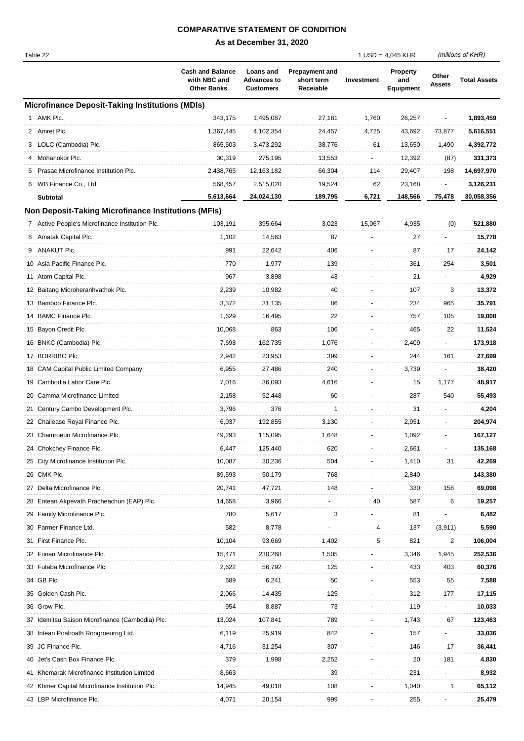# COMPARATIVE STATEMENT OF CONDITION

## As at December 31, 2020

Table 22 | 1 USD = 4,045 KHR | *(millions of KHR)*

| | Cash and Balance with NBC and Other Banks | Loans and Advances to Customers | Prepayment and short term Receiable | Investment | Property and Equipment | Other Assets | Total Assets |
|---|---|---|---|---|---|---|---|
| **Microfinance Deposit-Taking Institutions (MDIs)** | | | | | | | |
| 1 AMK Plc. | 343,175 | 1,495,087 | 27,181 | 1,760 | 26,257 | - | **1,893,459** |
| 2 Amret Plc. | 1,367,445 | 4,102,354 | 24,457 | 4,725 | 43,692 | 73,877 | **5,616,551** |
| 3 LOLC (Cambodia) Plc. | 865,503 | 3,473,292 | 38,776 | 61 | 13,650 | 1,490 | **4,392,772** |
| 4 Mohanokor Plc. | 30,319 | 275,195 | 13,553 | - | 12,392 | (87) | **331,373** |
| 5 Prasac Microfinance Institution Plc. | 2,438,765 | 12,163,182 | 66,304 | 114 | 29,407 | 198 | **14,697,970** |
| 6 WB Finance Co., Ltd | 568,457 | 2,515,020 | 19,524 | 62 | 23,168 | - | **3,126,231** |
| **Subtotal** | **5,613,664** | **24,024,130** | **189,795** | **6,721** | **148,566** | **75,478** | **30,058,356** |
| **Non Deposit-Taking Microfinance Institutions (MFIs)** | | | | | | | |
| 7 Active People's Microfinance Institution Plc. | 103,191 | 395,664 | 3,023 | 15,067 | 4,935 | (0) | **521,880** |
| 8 Amatak Capital Plc. | 1,102 | 14,563 | 87 | - | 27 | - | **15,778** |
| 9 ANAKUT Plc. | 991 | 22,642 | 406 | - | 87 | 17 | **24,142** |
| 10 Asia Pacific Finance Plc. | 770 | 1,977 | 139 | - | 361 | 254 | **3,501** |
| 11 Atom Capital Plc. | 967 | 3,898 | 43 | - | 21 | - | **4,929** |
| 12 Baitang Microheranhvathok Plc. | 2,239 | 10,982 | 40 | - | 107 | 3 | **13,372** |
| 13 Bamboo Finance Plc. | 3,372 | 31,135 | 86 | - | 234 | 965 | **35,791** |
| 14 BAMC Finance Plc. | 1,629 | 16,495 | 22 | - | 757 | 105 | **19,008** |
| 15 Bayon Credit Plc. | 10,068 | 863 | 106 | - | 465 | 22 | **11,524** |
| 16 BNKC (Cambodia) Plc. | 7,698 | 162,735 | 1,076 | - | 2,409 | - | **173,918** |
| 17 BORRIBO Plc. | 2,942 | 23,953 | 399 | - | 244 | 161 | **27,699** |
| 18 CAM Capital Public Limited Company | 6,955 | 27,486 | 240 | - | 3,739 | - | **38,420** |
| 19 Cambodia Labor Care Plc. | 7,016 | 36,093 | 4,616 | - | 15 | 1,177 | **48,917** |
| 20 Camma Microfinance Limited | 2,158 | 52,448 | 60 | - | 287 | 540 | **55,493** |
| 21 Century Cambo Development Plc. | 3,796 | 376 | 1 | - | 31 | - | **4,204** |
| 22 Chailease Royal Finance Plc. | 6,037 | 192,855 | 3,130 | - | 2,951 | - | **204,974** |
| 23 Chamroeun Microfinance Plc. | 49,293 | 115,095 | 1,648 | - | 1,092 | - | **167,127** |
| 24 Chokchey Finance Plc. | 6,447 | 125,440 | 620 | - | 2,661 | - | **135,168** |
| 25 City Microfinance Institution Plc. | 10,087 | 30,236 | 504 | - | 1,410 | 31 | **42,269** |
| 26 CMK Plc. | 89,593 | 50,179 | 768 | - | 2,840 | - | **143,380** |
| 27 Delta Microfinance Plc. | 20,741 | 47,721 | 148 | - | 330 | 158 | **69,098** |
| 28 Entean Akpevath Pracheachun (EAP) Plc. | 14,658 | 3,966 | - | 40 | 587 | 6 | **19,257** |
| 29 Family Microfinance Plc. | 780 | 5,617 | 3 | - | 81 | - | **6,482** |
| 30 Farmer Finance Ltd. | 582 | 8,778 | - | 4 | 137 | (3,911) | **5,590** |
| 31 First Finance Plc. | 10,104 | 93,669 | 1,402 | 5 | 821 | 2 | **106,004** |
| 32 Funan Microfinance Plc. | 15,471 | 230,268 | 1,505 | - | 3,346 | 1,945 | **252,536** |
| 33 Futaba Microfinance Plc. | 2,622 | 56,792 | 125 | - | 433 | 403 | **60,376** |
| 34 GB Plc. | 689 | 6,241 | 50 | - | 553 | 55 | **7,588** |
| 35 Golden Cash Plc. | 2,066 | 14,435 | 125 | - | 312 | 177 | **17,115** |
| 36 Grow Plc. | 954 | 8,887 | 73 | - | 119 | - | **10,033** |
| 37 Idemitsu Saison Microfinance (Cambodia) Plc. | 13,024 | 107,841 | 789 | - | 1,743 | 67 | **123,463** |
| 38 Intean Poalroath Rongroeurng Ltd. | 6,119 | 25,919 | 842 | - | 157 | - | **33,036** |
| 39 JC Finance Plc. | 4,716 | 31,254 | 307 | - | 146 | 17 | **36,441** |
| 40 Jet's Cash Box Finance Plc. | 379 | 1,998 | 2,252 | - | 20 | 181 | **4,830** |
| 41 Khemarak Microfinance Institution Limited | 8,663 | - | 39 | - | 231 | - | **8,932** |
| 42 Khmer Capital Microfinance Institution Plc. | 14,945 | 49,018 | 108 | - | 1,040 | 1 | **65,112** |
| 43 LBP Microfinance Plc. | 4,071 | 20,154 | 999 | - | 255 | - | **25,479** |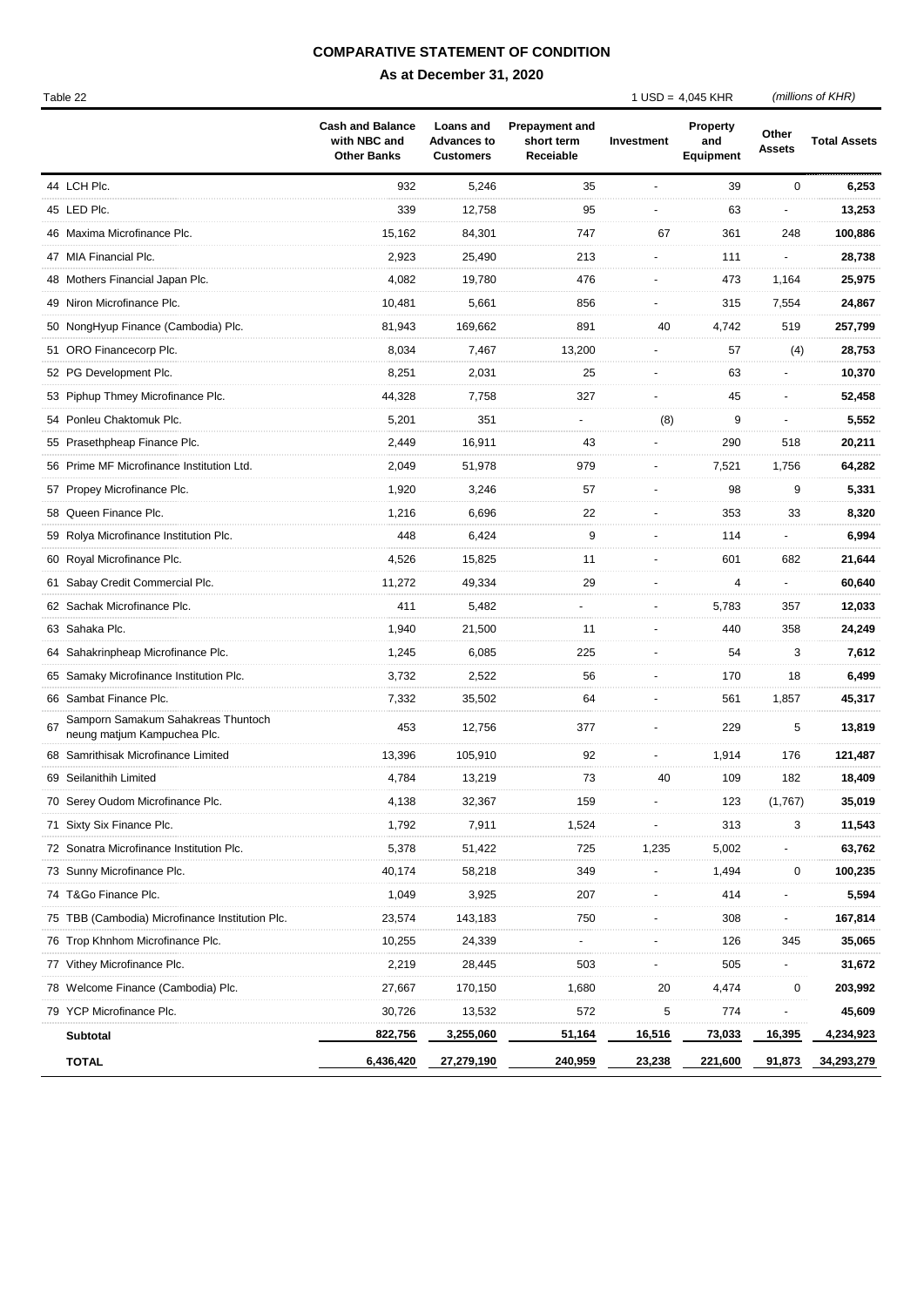# COMPARATIVE STATEMENT OF CONDITION

## As at December 31, 2020

Table 22 &nbsp;&nbsp;&nbsp;&nbsp; 1 USD = 4,045 KHR &nbsp;&nbsp;&nbsp;&nbsp; *(millions of KHR)*

| | Cash and Balance with NBC and Other Banks | Loans and Advances to Customers | Prepayment and short term Receiable | Investment | Property and Equipment | Other Assets | Total Assets |
|---|---|---|---|---|---|---|---|
| 44 LCH Plc. | 932 | 5,246 | 35 | - | 39 | 0 | **6,253** |
| 45 LED Plc. | 339 | 12,758 | 95 | - | 63 | - | **13,253** |
| 46 Maxima Microfinance Plc. | 15,162 | 84,301 | 747 | 67 | 361 | 248 | **100,886** |
| 47 MIA Financial Plc. | 2,923 | 25,490 | 213 | - | 111 | - | **28,738** |
| 48 Mothers Financial Japan Plc. | 4,082 | 19,780 | 476 | - | 473 | 1,164 | **25,975** |
| 49 Niron Microfinance Plc. | 10,481 | 5,661 | 856 | - | 315 | 7,554 | **24,867** |
| 50 NongHyup Finance (Cambodia) Plc. | 81,943 | 169,662 | 891 | 40 | 4,742 | 519 | **257,799** |
| 51 ORO Financecorp Plc. | 8,034 | 7,467 | 13,200 | - | 57 | (4) | **28,753** |
| 52 PG Development Plc. | 8,251 | 2,031 | 25 | - | 63 | - | **10,370** |
| 53 Piphup Thmey Microfinance Plc. | 44,328 | 7,758 | 327 | - | 45 | - | **52,458** |
| 54 Ponleu Chaktomuk Plc. | 5,201 | 351 | - | (8) | 9 | - | **5,552** |
| 55 Prasethpheap Finance Plc. | 2,449 | 16,911 | 43 | - | 290 | 518 | **20,211** |
| 56 Prime MF Microfinance Institution Ltd. | 2,049 | 51,978 | 979 | - | 7,521 | 1,756 | **64,282** |
| 57 Propey Microfinance Plc. | 1,920 | 3,246 | 57 | - | 98 | 9 | **5,331** |
| 58 Queen Finance Plc. | 1,216 | 6,696 | 22 | - | 353 | 33 | **8,320** |
| 59 Rolya Microfinance Institution Plc. | 448 | 6,424 | 9 | - | 114 | - | **6,994** |
| 60 Royal Microfinance Plc. | 4,526 | 15,825 | 11 | - | 601 | 682 | **21,644** |
| 61 Sabay Credit Commercial Plc. | 11,272 | 49,334 | 29 | - | 4 | - | **60,640** |
| 62 Sachak Microfinance Plc. | 411 | 5,482 | - | - | 5,783 | 357 | **12,033** |
| 63 Sahaka Plc. | 1,940 | 21,500 | 11 | - | 440 | 358 | **24,249** |
| 64 Sahakrinpheap Microfinance Plc. | 1,245 | 6,085 | 225 | - | 54 | 3 | **7,612** |
| 65 Samaky Microfinance Institution Plc. | 3,732 | 2,522 | 56 | - | 170 | 18 | **6,499** |
| 66 Sambat Finance Plc. | 7,332 | 35,502 | 64 | - | 561 | 1,857 | **45,317** |
| 67 Samporn Samakum Sahakreas Thuntoch neung matjum Kampuchea Plc. | 453 | 12,756 | 377 | - | 229 | 5 | **13,819** |
| 68 Samrithisak Microfinance Limited | 13,396 | 105,910 | 92 | - | 1,914 | 176 | **121,487** |
| 69 Seilanithih Limited | 4,784 | 13,219 | 73 | 40 | 109 | 182 | **18,409** |
| 70 Serey Oudom Microfinance Plc. | 4,138 | 32,367 | 159 | - | 123 | (1,767) | **35,019** |
| 71 Sixty Six Finance Plc. | 1,792 | 7,911 | 1,524 | - | 313 | 3 | **11,543** |
| 72 Sonatra Microfinance Institution Plc. | 5,378 | 51,422 | 725 | 1,235 | 5,002 | - | **63,762** |
| 73 Sunny Microfinance Plc. | 40,174 | 58,218 | 349 | - | 1,494 | 0 | **100,235** |
| 74 T&Go Finance Plc. | 1,049 | 3,925 | 207 | - | 414 | - | **5,594** |
| 75 TBB (Cambodia) Microfinance Institution Plc. | 23,574 | 143,183 | 750 | - | 308 | - | **167,814** |
| 76 Trop Khnhom Microfinance Plc. | 10,255 | 24,339 | - | - | 126 | 345 | **35,065** |
| 77 Vithey Microfinance Plc. | 2,219 | 28,445 | 503 | - | 505 | - | **31,672** |
| 78 Welcome Finance (Cambodia) Plc. | 27,667 | 170,150 | 1,680 | 20 | 4,474 | 0 | **203,992** |
| 79 YCP Microfinance Plc. | 30,726 | 13,532 | 572 | 5 | 774 | - | **45,609** |
| **Subtotal** | **822,756** | **3,255,060** | **51,164** | **16,516** | **73,033** | **16,395** | **4,234,923** |
| **TOTAL** | **6,436,420** | **27,279,190** | **240,959** | **23,238** | **221,600** | **91,873** | **34,293,279** |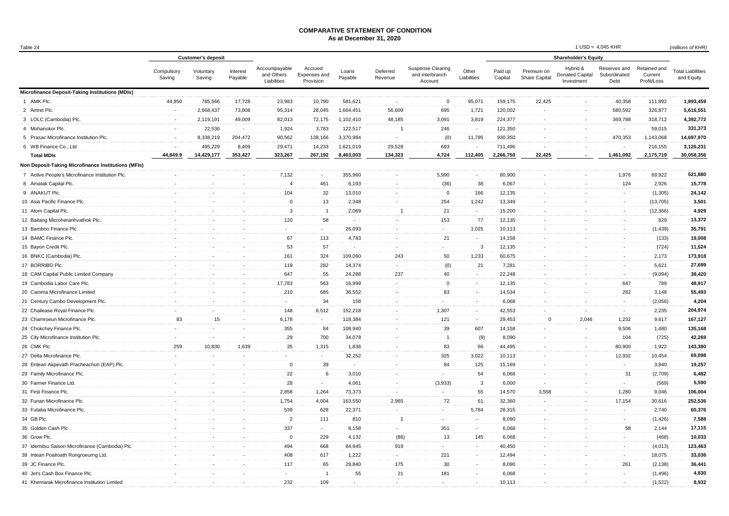# COMPARATIVE STATEMENT OF CONDITION

**As at December 31, 2020**

Table 24

1 USD = 4,045 KHR

*(millions of KHR)*

| | Customer's deposit | | | | | | | | | Shareholder's Equity | | | | | |
|---|---|---|---|---|---|---|---|---|---|---|---|---|---|---|---|
| | Compulsory Saving | Voluntary Saving | Interest Payable | Accountpayable and Others Liabilities | Accrued Expenses and Provision | Loans Payable | Deferred Revenue | Suspense Clearing and interbranch Account | Other Liabilities | Paid up Capital | Premium on Share Capital | Hybrid & Donated Capital Investment | Reserves and Subordinated Debt | Retained and Current Profit/Loss | Total Liabilities and Equity |
| **Microfinance Deposit-Taking Institutions (MDIs)** | | | | | | | | | | | | | | | |
| 1 AMK Plc. | 44,850 | 785,566 | 17,728 | 23,983 | 10,790 | 581,621 | - | 0 | 95,071 | 159,175 | 22,425 | - | 40,358 | 111,892 | **1,893,459** |
| 2 Amret Plc. | - | 2,668,437 | 73,808 | 95,314 | 28,045 | 1,664,451 | 56,609 | 695 | 1,721 | 120,002 | - | - | 580,592 | 326,877 | **5,616,551** |
| 3 LOLC (Cambodia) Plc. | - | 2,119,191 | 49,009 | 82,013 | 72,175 | 1,102,410 | 48,185 | 3,091 | 3,819 | 224,377 | - | - | 369,788 | 318,712 | **4,392,772** |
| 4 Mohanokor Plc. | - | 22,536 | - | 1,924 | 3,783 | 122,517 | 1 | 246 | - | 121,350 | - | - | - | 59,015 | **331,373** |
| 5 Prasac Microfinance Institution Plc. | - | 8,338,219 | 204,472 | 90,562 | 138,166 | 3,370,984 | - | (0) | 11,795 | 930,350 | - | - | 470,353 | 1,143,068 | **14,697,970** |
| 6 WB Finance Co., Ltd | - | 495,229 | 8,409 | 29,471 | 14,233 | 1,621,019 | 29,528 | 693 | - | 711,496 | - | - | - | 216,155 | **3,126,231** |
| **Total MDIs** | **44,849.9** | **14,429,177** | **353,427** | **323,267** | **267,192** | **8,463,003** | **134,323** | **4,724** | **112,405** | **2,266,750** | **22,425** | **-** | **1,461,092** | **2,175,719** | **30,058,356** |
| **Non Deposit-Taking Microfinance Institutions (MFIs)** | | | | | | | | | | | | | | | |
| 7 Active People's Microfinance Institution Plc. | - | - | - | 7,132 | - | 355,960 | - | 5,990 | - | 80,900 | - | - | 1,976 | 69,922 | **521,880** |
| 8 Amatak Capital Plc. | - | - | - | 4 | 461 | 6,193 | - | (36) | 38 | 6,067 | - | - | 124 | 2,926 | **15,778** |
| 9 ANAKUT Plc. | - | - | - | 104 | 32 | 13,010 | - | 0 | 166 | 12,135 | - | - | - | (1,305) | **24,142** |
| 10 Asia Pacific Finance Plc. | - | - | - | 0 | 13 | 2,348 | - | 254 | 1,242 | 13,349 | - | - | - | (13,705) | **3,501** |
| 11 Atom Capital Plc. | - | - | - | 3 | 1 | 2,069 | 1 | 21 | - | 15,200 | - | - | - | (12,366) | **4,929** |
| 12 Baitang Microheranhvathok Plc. | - | - | - | 120 | 58 | - | - | 153 | 77 | 12,135 | - | - | - | 829 | **13,372** |
| 13 Bamboo Finance Plc. | - | - | - | - | - | 26,093 | - | - | 1,025 | 10,113 | - | - | - | (1,439) | **35,791** |
| 14 BAMC Finance Plc. | - | - | - | 67 | 113 | 4,783 | - | 21 | - | 14,158 | - | - | - | (133) | **19,008** |
| 15 Bayon Credit Plc. | - | - | - | 53 | 57 | - | - | - | 3 | 12,135 | - | - | - | (724) | **11,524** |
| 16 BNKC (Cambodia) Plc. | - | - | - | 161 | 324 | 109,060 | 243 | 50 | 1,233 | 60,675 | - | - | - | 2,173 | **173,918** |
| 17 BORRIBO Plc. | - | - | - | 119 | 282 | 14,374 | - | (0) | 21 | 7,281 | - | - | - | 5,621 | **27,699** |
| 18 CAM Capital Public Limited Company | - | - | - | 647 | 55 | 24,288 | 237 | 40 | - | 22,248 | - | - | - | (9,094) | **38,420** |
| 19 Cambodia Labor Care Plc. | - | - | - | 17,783 | 563 | 16,999 | - | 0 | - | 12,135 | - | - | 647 | 789 | **48,917** |
| 20 Camma Microfinance Limited | - | - | - | 210 | 685 | 36,552 | - | 83 | - | 14,534 | - | - | 282 | 3,148 | **55,493** |
| 21 Century Cambo Development Plc. | - | - | - | - | 34 | 158 | - | - | - | 6,068 | - | - | - | (2,056) | **4,204** |
| 22 Chailease Royal Finance Plc. | - | - | - | 148 | 6,512 | 152,218 | - | 1,307 | - | 42,553 | - | - | - | 2,235 | **204,974** |
| 23 Chamroeun Microfinance Plc. | 83 | 15 | - | 6,178 | - | 118,384 | - | 121 | - | 29,453 | 0 | 2,046 | 1,232 | 9,617 | **167,127** |
| 24 Chokchey Finance Plc. | - | - | - | 355 | 84 | 108,940 | - | 39 | 607 | 14,158 | - | - | 9,506 | 1,480 | **135,168** |
| 25 City Microfinance Institution Plc. | - | - | - | 29 | 700 | 34,078 | - | 1 | (9) | 8,090 | - | - | 104 | (725) | **42,269** |
| 26 CMK Plc. | 259 | 10,830 | 1,639 | 35 | 1,315 | 1,836 | - | 83 | 66 | 44,495 | - | - | 80,900 | 1,922 | **143,380** |
| 27 Delta Microfinance Plc. | - | - | - | - | - | 32,252 | - | 325 | 3,022 | 10,113 | - | - | 12,932 | 10,454 | **69,098** |
| 28 Entean Akpevath Pracheachun (EAP) Plc. | - | - | - | 0 | 39 | - | - | 84 | 125 | 15,169 | - | - | - | 3,840 | **19,257** |
| 29 Family Microfinance Plc. | - | - | - | 22 | 6 | 3,010 | - | - | 54 | 6,068 | - | - | 31 | (2,709) | **6,482** |
| 30 Farmer Finance Ltd. | - | - | - | 28 | - | 4,061 | - | (3,933) | 3 | 6,000 | - | - | - | (569) | **5,590** |
| 31 First Finance Plc. | - | - | - | 2,858 | 1,264 | 73,373 | - | - | 55 | 14,570 | 3,558 | - | 1,280 | 9,046 | **106,004** |
| 32 Funan Microfinance Plc. | - | - | - | 1,754 | 4,004 | 163,550 | 2,965 | 72 | 61 | 32,360 | - | - | 17,154 | 30,616 | **252,536** |
| 33 Futaba Microfinance Plc. | - | - | - | 539 | 628 | 22,371 | - | - | 5,784 | 28,315 | - | - | - | 2,740 | **60,376** |
| 34 GB Plc. | - | - | - | 2 | 111 | 810 | 1 | - | - | 8,090 | - | - | - | (1,426) | **7,588** |
| 35 Golden Cash Plc. | - | - | - | 337 | - | 8,158 | - | 351 | - | 6,068 | - | - | 58 | 2,144 | **17,115** |
| 36 Grow Plc. | - | - | - | 0 | 229 | 4,132 | (86) | 13 | 145 | 6,068 | - | - | - | (468) | **10,033** |
| 37 Idemitsu Saison Microfinance (Cambodia) Plc. | - | - | - | 494 | 668 | 84,945 | 919 | - | - | 40,450 | - | - | - | (4,013) | **123,463** |
| 38 Intean Poalroath Rongroeurng Ltd. | - | - | - | 408 | 617 | 1,222 | - | 221 | - | 12,494 | - | - | - | 18,075 | **33,036** |
| 39 JC Finance Plc. | - | - | - | 117 | 65 | 29,840 | 175 | 30 | - | 8,090 | - | - | 261 | (2,138) | **36,441** |
| 40 Jet's Cash Box Finance Plc. | - | - | - | - | 1 | 55 | 21 | 181 | - | 6,068 | - | - | - | (1,496) | **4,830** |
| 41 Khemarak Microfinance Institution Limited | - | - | - | 232 | 109 | - | - | - | - | 10,113 | - | - | - | (1,522) | **8,932** |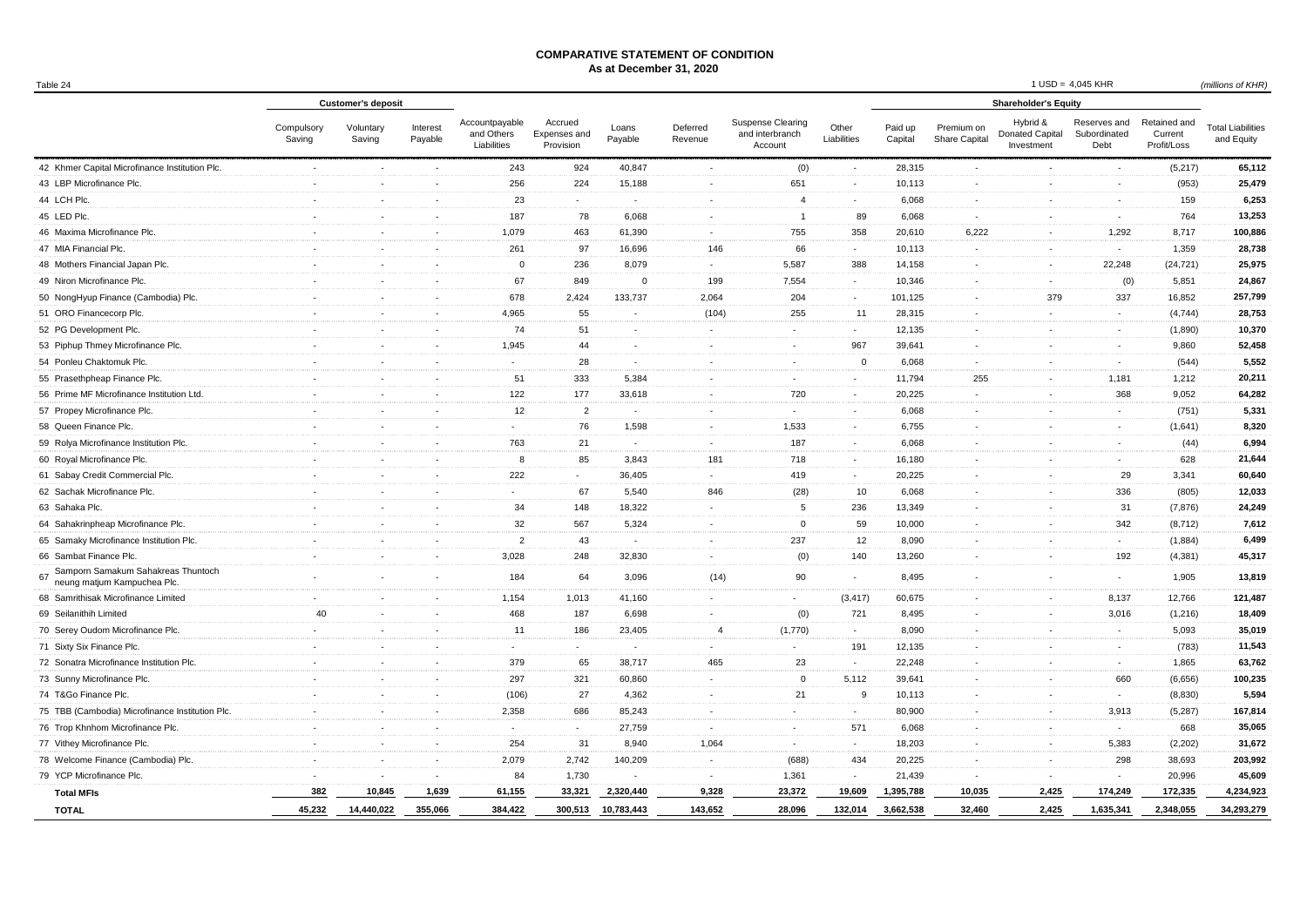# COMPARATIVE STATEMENT OF CONDITION
## As at December 31, 2020

Table 24

1 USD = 4,045 KHR

*(millions of KHR)*

| | Customer's deposit | | | | | | | | | Shareholder's Equity | | | | | |
|---|---|---|---|---|---|---|---|---|---|---|---|---|---|---|---|
| | Compulsory Saving | Voluntary Saving | Interest Payable | Accountpayable and Others Liabilities | Accrued Expenses and Provision | Loans Payable | Deferred Revenue | Suspense Clearing and interbranch Account | Other Liabilities | Paid up Capital | Premium on Share Capital | Hybrid & Donated Capital Investment | Reserves and Subordinated Debt | Retained and Current Profit/Loss | Total Liabilities and Equity |
| 42 Khmer Capital Microfinance Institution Plc. | - | - | - | 243 | 924 | 40,847 | - | (0) | - | 28,315 | - | - | - | (5,217) | **65,112** |
| 43 LBP Microfinance Plc. | - | - | - | 256 | 224 | 15,188 | - | 651 | - | 10,113 | - | - | - | (953) | **25,479** |
| 44 LCH Plc. | - | - | - | 23 | - | - | - | 4 | - | 6,068 | - | - | - | 159 | **6,253** |
| 45 LED Plc. | - | - | - | 187 | 78 | 6,068 | - | 1 | 89 | 6,068 | - | - | - | 764 | **13,253** |
| 46 Maxima Microfinance Plc. | - | - | - | 1,079 | 463 | 61,390 | - | 755 | 358 | 20,610 | 6,222 | - | 1,292 | 8,717 | **100,886** |
| 47 MIA Financial Plc. | - | - | - | 261 | 97 | 16,696 | 146 | 66 | - | 10,113 | - | - | - | 1,359 | **28,738** |
| 48 Mothers Financial Japan Plc. | - | - | - | 0 | 236 | 8,079 | - | 5,587 | 388 | 14,158 | - | - | 22,248 | (24,721) | **25,975** |
| 49 Niron Microfinance Plc. | - | - | - | 67 | 849 | 0 | 199 | 7,554 | - | 10,346 | - | - | (0) | 5,851 | **24,867** |
| 50 NongHyup Finance (Cambodia) Plc. | - | - | - | 678 | 2,424 | 133,737 | 2,064 | 204 | - | 101,125 | - | 379 | 337 | 16,852 | **257,799** |
| 51 ORO Financecorp Plc. | - | - | - | 4,965 | 55 | - | (104) | 255 | 11 | 28,315 | - | - | - | (4,744) | **28,753** |
| 52 PG Development Plc. | - | - | - | 74 | 51 | - | - | - | - | 12,135 | - | - | - | (1,890) | **10,370** |
| 53 Piphup Thmey Microfinance Plc. | - | - | - | 1,945 | 44 | - | - | - | 967 | 39,641 | - | - | - | 9,860 | **52,458** |
| 54 Ponleu Chaktomuk Plc. | - | - | - | - | 28 | - | - | - | 0 | 6,068 | - | - | - | (544) | **5,552** |
| 55 Prasethpheap Finance Plc. | - | - | - | 51 | 333 | 5,384 | - | - | - | 11,794 | 255 | - | 1,181 | 1,212 | **20,211** |
| 56 Prime MF Microfinance Institution Ltd. | - | - | - | 122 | 177 | 33,618 | - | 720 | - | 20,225 | - | - | 368 | 9,052 | **64,282** |
| 57 Propey Microfinance Plc. | - | - | - | 12 | 2 | - | - | - | - | 6,068 | - | - | - | (751) | **5,331** |
| 58 Queen Finance Plc. | - | - | - | - | 76 | 1,598 | - | 1,533 | - | 6,755 | - | - | - | (1,641) | **8,320** |
| 59 Rolya Microfinance Institution Plc. | - | - | - | 763 | 21 | - | - | 187 | - | 6,068 | - | - | - | (44) | **6,994** |
| 60 Royal Microfinance Plc. | - | - | - | 8 | 85 | 3,843 | 181 | 718 | - | 16,180 | - | - | - | 628 | **21,644** |
| 61 Sabay Credit Commercial Plc. | - | - | - | 222 | - | 36,405 | - | 419 | - | 20,225 | - | - | 29 | 3,341 | **60,640** |
| 62 Sachak Microfinance Plc. | - | - | - | - | 67 | 5,540 | 846 | (28) | 10 | 6,068 | - | - | 336 | (805) | **12,033** |
| 63 Sahaka Plc. | - | - | - | 34 | 148 | 18,322 | - | 5 | 236 | 13,349 | - | - | 31 | (7,876) | **24,249** |
| 64 Sahakrinpheap Microfinance Plc. | - | - | - | 32 | 567 | 5,324 | - | 0 | 59 | 10,000 | - | - | 342 | (8,712) | **7,612** |
| 65 Samaky Microfinance Institution Plc. | - | - | - | 2 | 43 | - | - | 237 | 12 | 8,090 | - | - | - | (1,884) | **6,499** |
| 66 Sambat Finance Plc. | - | - | - | 3,028 | 248 | 32,830 | - | (0) | 140 | 13,260 | - | - | 192 | (4,381) | **45,317** |
| 67 Samporn Samakum Sahakreas Thuntoch neung matjum Kampuchea Plc. | - | - | - | 184 | 64 | 3,096 | (14) | 90 | - | 8,495 | - | - | - | 1,905 | **13,819** |
| 68 Samrithisak Microfinance Limited | - | - | - | 1,154 | 1,013 | 41,160 | - | - | (3,417) | 60,675 | - | - | 8,137 | 12,766 | **121,487** |
| 69 Seilanithih Limited | 40 | - | - | 468 | 187 | 6,698 | - | (0) | 721 | 8,495 | - | - | 3,016 | (1,216) | **18,409** |
| 70 Serey Oudom Microfinance Plc. | - | - | - | 11 | 186 | 23,405 | 4 | (1,770) | - | 8,090 | - | - | - | 5,093 | **35,019** |
| 71 Sixty Six Finance Plc. | - | - | - | - | - | - | - | - | 191 | 12,135 | - | - | - | (783) | **11,543** |
| 72 Sonatra Microfinance Institution Plc. | - | - | - | 379 | 65 | 38,717 | 465 | 23 | - | 22,248 | - | - | - | 1,865 | **63,762** |
| 73 Sunny Microfinance Plc. | - | - | - | 297 | 321 | 60,860 | - | 0 | 5,112 | 39,641 | - | - | 660 | (6,656) | **100,235** |
| 74 T&Go Finance Plc. | - | - | - | (106) | 27 | 4,362 | - | 21 | 9 | 10,113 | - | - | - | (8,830) | **5,594** |
| 75 TBB (Cambodia) Microfinance Institution Plc. | - | - | - | 2,358 | 686 | 85,243 | - | - | - | 80,900 | - | - | 3,913 | (5,287) | **167,814** |
| 76 Trop Khnhom Microfinance Plc. | - | - | - | - | - | 27,759 | - | - | 571 | 6,068 | - | - | - | 668 | **35,065** |
| 77 Vithey Microfinance Plc. | - | - | - | 254 | 31 | 8,940 | 1,064 | - | - | 18,203 | - | - | 5,383 | (2,202) | **31,672** |
| 78 Welcome Finance (Cambodia) Plc. | - | - | - | 2,079 | 2,742 | 140,209 | - | (688) | 434 | 20,225 | - | - | 298 | 38,693 | **203,992** |
| 79 YCP Microfinance Plc. | - | - | - | 84 | 1,730 | - | - | 1,361 | - | 21,439 | - | - | - | 20,996 | **45,609** |
| **Total MFIs** | **382** | **10,845** | **1,639** | **61,155** | **33,321** | **2,320,440** | **9,328** | **23,372** | **19,609** | **1,395,788** | **10,035** | **2,425** | **174,249** | **172,335** | **4,234,923** |
| **TOTAL** | **45,232** | **14,440,022** | **355,066** | **384,422** | **300,513** | **10,783,443** | **143,652** | **28,096** | **132,014** | **3,662,538** | **32,460** | **2,425** | **1,635,341** | **2,348,055** | **34,293,279** |